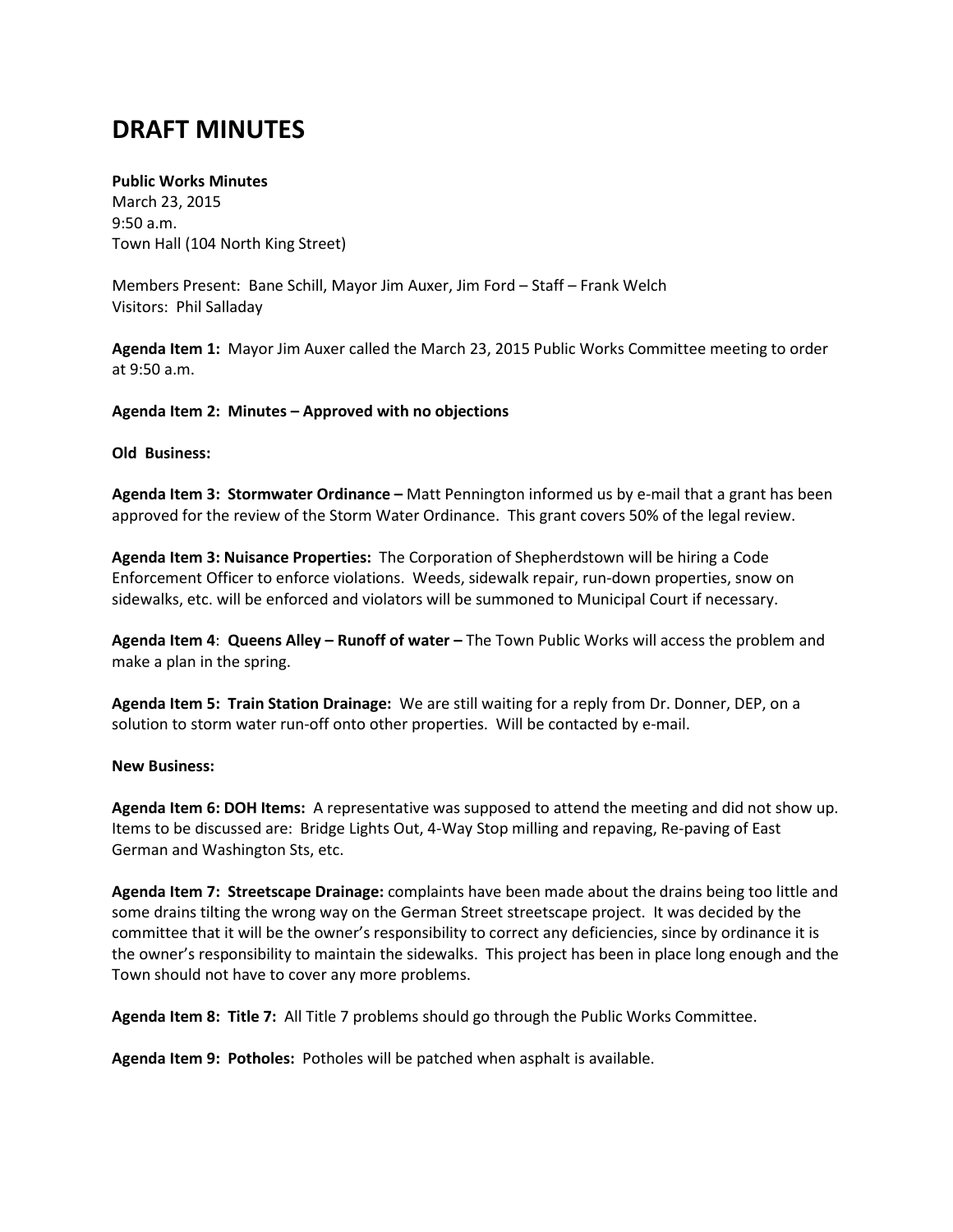# DRAFT MINUTES

**Public Works Minutes**
March 23, 2015
9:50 a.m.
Town Hall (104 North King Street)

Members Present: Bane Schill, Mayor Jim Auxer, Jim Ford – Staff – Frank Welch
Visitors: Phil Salladay

**Agenda Item 1:** Mayor Jim Auxer called the March 23, 2015 Public Works Committee meeting to order at 9:50 a.m.

**Agenda Item 2: Minutes – Approved with no objections**

**Old Business:**

**Agenda Item 3: Stormwater Ordinance –** Matt Pennington informed us by e-mail that a grant has been approved for the review of the Storm Water Ordinance. This grant covers 50% of the legal review.

**Agenda Item 3: Nuisance Properties:** The Corporation of Shepherdstown will be hiring a Code Enforcement Officer to enforce violations. Weeds, sidewalk repair, run-down properties, snow on sidewalks, etc. will be enforced and violators will be summoned to Municipal Court if necessary.

**Agenda Item 4**: **Queens Alley – Runoff of water –** The Town Public Works will access the problem and make a plan in the spring.

**Agenda Item 5: Train Station Drainage:** We are still waiting for a reply from Dr. Donner, DEP, on a solution to storm water run-off onto other properties. Will be contacted by e-mail.

**New Business:**

**Agenda Item 6: DOH Items:** A representative was supposed to attend the meeting and did not show up. Items to be discussed are: Bridge Lights Out, 4-Way Stop milling and repaving, Re-paving of East German and Washington Sts, etc.

**Agenda Item 7: Streetscape Drainage:** complaints have been made about the drains being too little and some drains tilting the wrong way on the German Street streetscape project. It was decided by the committee that it will be the owner's responsibility to correct any deficiencies, since by ordinance it is the owner's responsibility to maintain the sidewalks. This project has been in place long enough and the Town should not have to cover any more problems.

**Agenda Item 8: Title 7:** All Title 7 problems should go through the Public Works Committee.

**Agenda Item 9: Potholes:** Potholes will be patched when asphalt is available.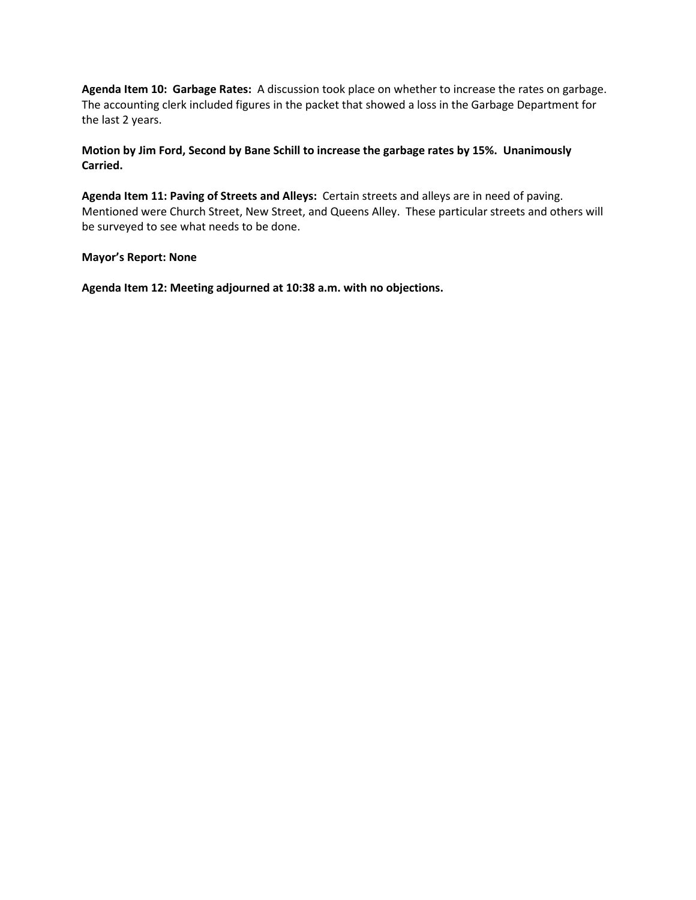**Agenda Item 10: Garbage Rates:** A discussion took place on whether to increase the rates on garbage. The accounting clerk included figures in the packet that showed a loss in the Garbage Department for the last 2 years.

**Motion by Jim Ford, Second by Bane Schill to increase the garbage rates by 15%. Unanimously Carried.**

**Agenda Item 11: Paving of Streets and Alleys:** Certain streets and alleys are in need of paving. Mentioned were Church Street, New Street, and Queens Alley. These particular streets and others will be surveyed to see what needs to be done.

**Mayor's Report: None**

**Agenda Item 12: Meeting adjourned at 10:38 a.m. with no objections.**